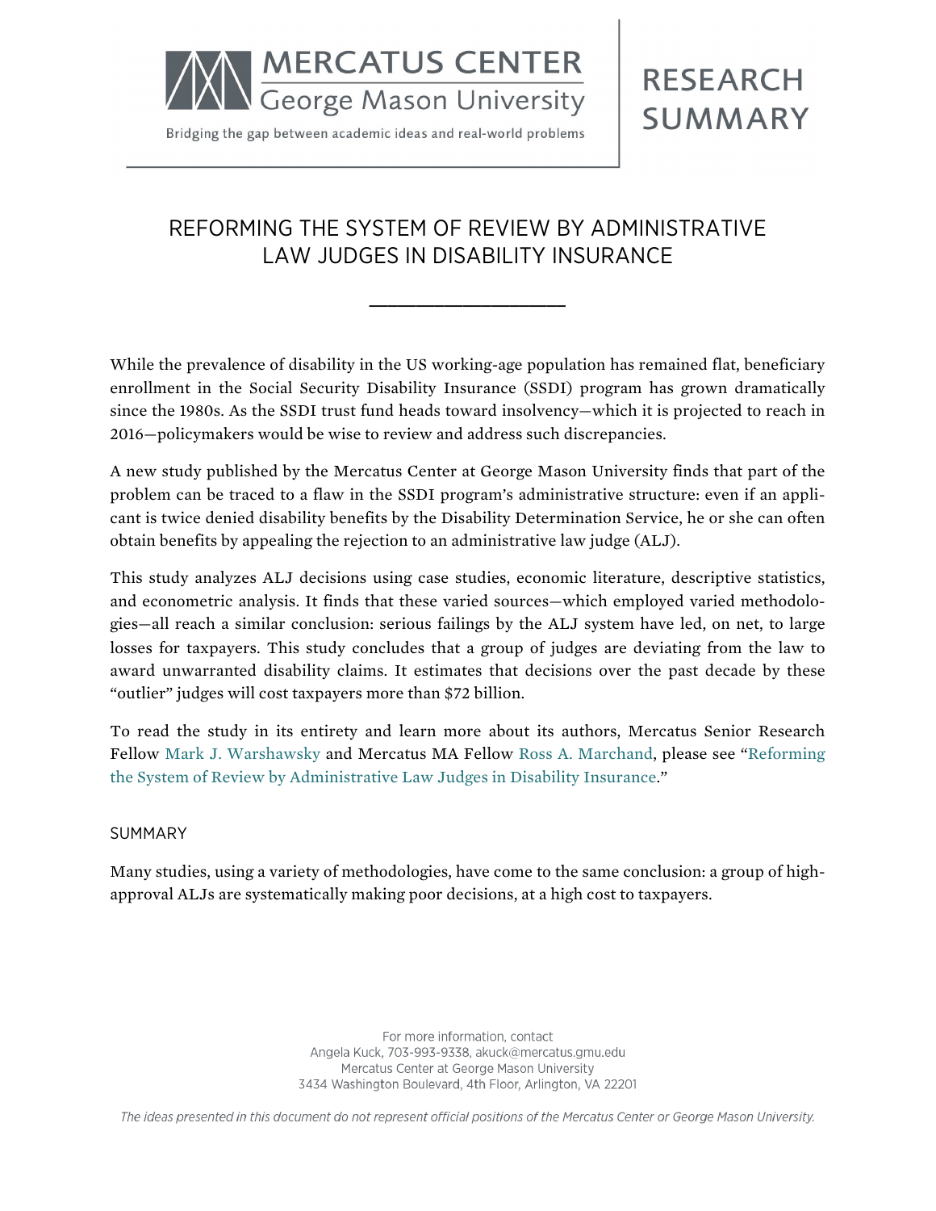MERCATUS CENTER
George Mason University

Bridging the gap between academic ideas and real-world problems

RESEARCH SUMMARY

# REFORMING THE SYSTEM OF REVIEW BY ADMINISTRATIVE LAW JUDGES IN DISABILITY INSURANCE

While the prevalence of disability in the US working-age population has remained flat, beneficiary enrollment in the Social Security Disability Insurance (SSDI) program has grown dramatically since the 1980s. As the SSDI trust fund heads toward insolvency—which it is projected to reach in 2016—policymakers would be wise to review and address such discrepancies.

A new study published by the Mercatus Center at George Mason University finds that part of the problem can be traced to a flaw in the SSDI program's administrative structure: even if an applicant is twice denied disability benefits by the Disability Determination Service, he or she can often obtain benefits by appealing the rejection to an administrative law judge (ALJ).

This study analyzes ALJ decisions using case studies, economic literature, descriptive statistics, and econometric analysis. It finds that these varied sources—which employed varied methodologies—all reach a similar conclusion: serious failings by the ALJ system have led, on net, to large losses for taxpayers. This study concludes that a group of judges are deviating from the law to award unwarranted disability claims. It estimates that decisions over the past decade by these "outlier" judges will cost taxpayers more than $72 billion.

To read the study in its entirety and learn more about its authors, Mercatus Senior Research Fellow Mark J. Warshawsky and Mercatus MA Fellow Ross A. Marchand, please see "Reforming the System of Review by Administrative Law Judges in Disability Insurance."

## SUMMARY

Many studies, using a variety of methodologies, have come to the same conclusion: a group of high-approval ALJs are systematically making poor decisions, at a high cost to taxpayers.

For more information, contact
Angela Kuck, 703-993-9338, akuck@mercatus.gmu.edu
Mercatus Center at George Mason University
3434 Washington Boulevard, 4th Floor, Arlington, VA 22201

*The ideas presented in this document do not represent official positions of the Mercatus Center or George Mason University.*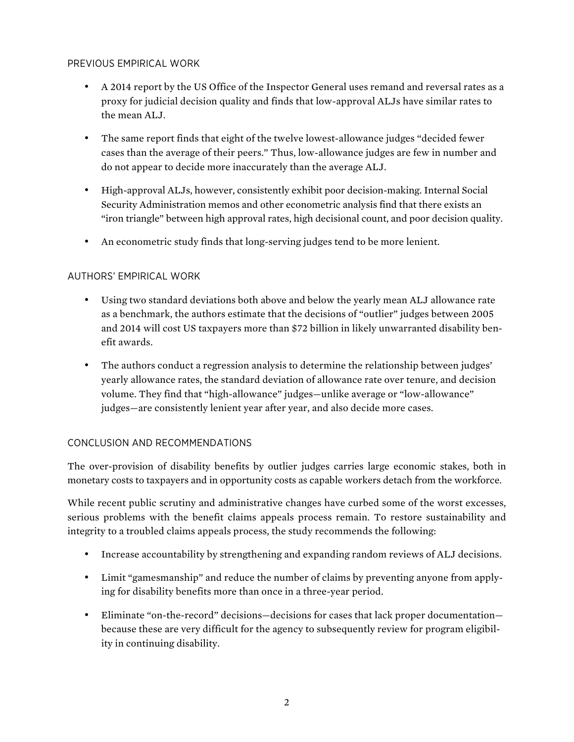## PREVIOUS EMPIRICAL WORK

- A 2014 report by the US Office of the Inspector General uses remand and reversal rates as a proxy for judicial decision quality and finds that low-approval ALJs have similar rates to the mean ALJ.
- The same report finds that eight of the twelve lowest-allowance judges "decided fewer cases than the average of their peers." Thus, low-allowance judges are few in number and do not appear to decide more inaccurately than the average ALJ.
- High-approval ALJs, however, consistently exhibit poor decision-making. Internal Social Security Administration memos and other econometric analysis find that there exists an "iron triangle" between high approval rates, high decisional count, and poor decision quality.
- An econometric study finds that long-serving judges tend to be more lenient.

## AUTHORS' EMPIRICAL WORK

- Using two standard deviations both above and below the yearly mean ALJ allowance rate as a benchmark, the authors estimate that the decisions of "outlier" judges between 2005 and 2014 will cost US taxpayers more than $72 billion in likely unwarranted disability benefit awards.
- The authors conduct a regression analysis to determine the relationship between judges' yearly allowance rates, the standard deviation of allowance rate over tenure, and decision volume. They find that "high-allowance" judges—unlike average or "low-allowance" judges—are consistently lenient year after year, and also decide more cases.

## CONCLUSION AND RECOMMENDATIONS

The over-provision of disability benefits by outlier judges carries large economic stakes, both in monetary costs to taxpayers and in opportunity costs as capable workers detach from the workforce.

While recent public scrutiny and administrative changes have curbed some of the worst excesses, serious problems with the benefit claims appeals process remain. To restore sustainability and integrity to a troubled claims appeals process, the study recommends the following:

- Increase accountability by strengthening and expanding random reviews of ALJ decisions.
- Limit "gamesmanship" and reduce the number of claims by preventing anyone from applying for disability benefits more than once in a three-year period.
- Eliminate "on-the-record" decisions—decisions for cases that lack proper documentation—because these are very difficult for the agency to subsequently review for program eligibility in continuing disability.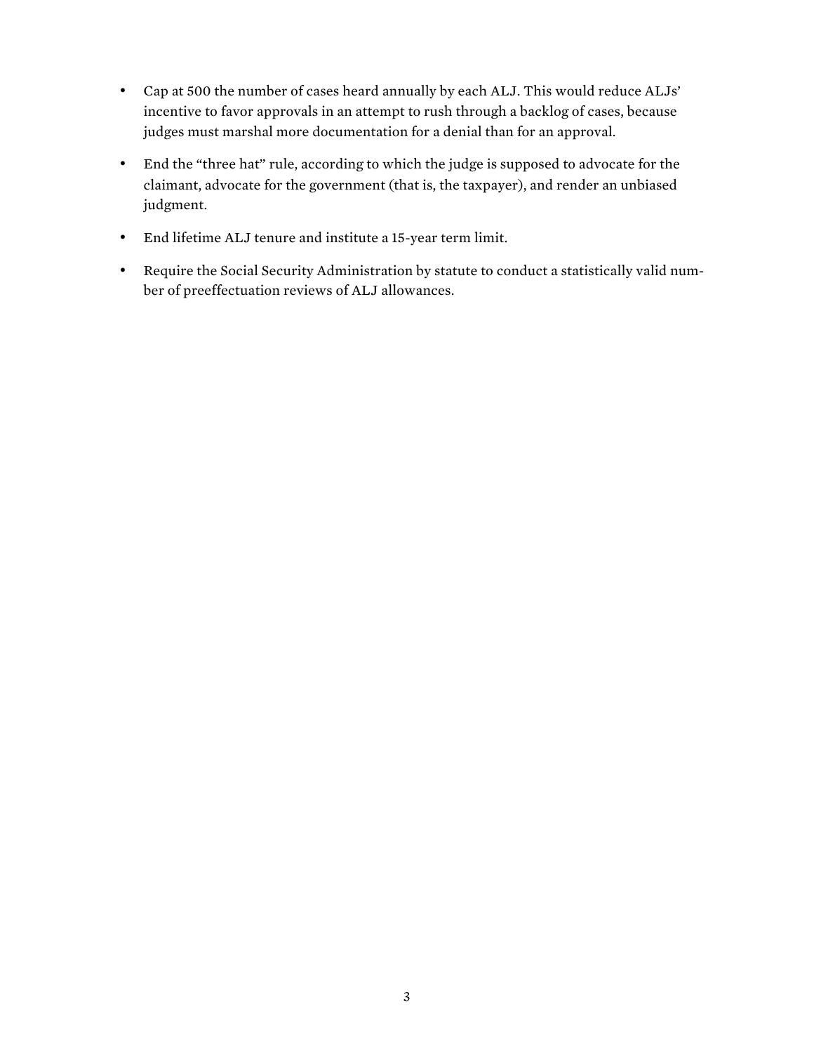- Cap at 500 the number of cases heard annually by each ALJ. This would reduce ALJs' incentive to favor approvals in an attempt to rush through a backlog of cases, because judges must marshal more documentation for a denial than for an approval.
- End the "three hat" rule, according to which the judge is supposed to advocate for the claimant, advocate for the government (that is, the taxpayer), and render an unbiased judgment.
- End lifetime ALJ tenure and institute a 15-year term limit.
- Require the Social Security Administration by statute to conduct a statistically valid number of preeffectuation reviews of ALJ allowances.